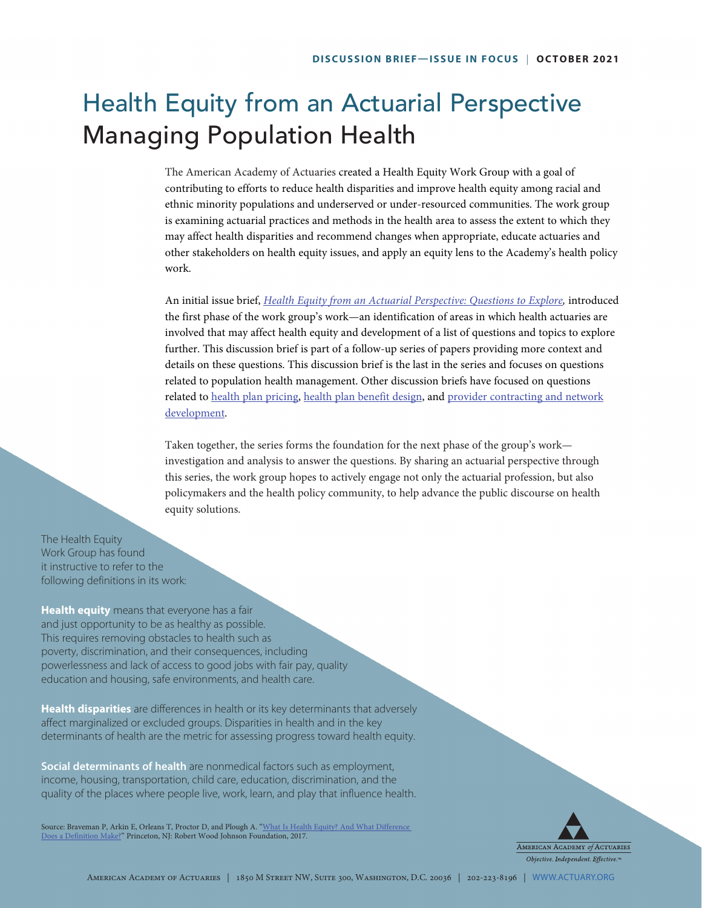DISCUSSION BRIEF—ISSUE IN FOCUS | OCTOBER 2021

# Health Equity from an Actuarial Perspective
## Managing Population Health

The American Academy of Actuaries created a Health Equity Work Group with a goal of contributing to efforts to reduce health disparities and improve health equity among racial and ethnic minority populations and underserved or under-resourced communities. The work group is examining actuarial practices and methods in the health area to assess the extent to which they may affect health disparities and recommend changes when appropriate, educate actuaries and other stakeholders on health equity issues, and apply an equity lens to the Academy's health policy work.

An initial issue brief, *Health Equity from an Actuarial Perspective: Questions to Explore,* introduced the first phase of the work group's work—an identification of areas in which health actuaries are involved that may affect health equity and development of a list of questions and topics to explore further. This discussion brief is part of a follow-up series of papers providing more context and details on these questions. This discussion brief is the last in the series and focuses on questions related to population health management. Other discussion briefs have focused on questions related to health plan pricing, health plan benefit design, and provider contracting and network development.

Taken together, the series forms the foundation for the next phase of the group's work—investigation and analysis to answer the questions. By sharing an actuarial perspective through this series, the work group hopes to actively engage not only the actuarial profession, but also policymakers and the health policy community, to help advance the public discourse on health equity solutions.

The Health Equity Work Group has found it instructive to refer to the following definitions in its work:

**Health equity** means that everyone has a fair and just opportunity to be as healthy as possible. This requires removing obstacles to health such as poverty, discrimination, and their consequences, including powerlessness and lack of access to good jobs with fair pay, quality education and housing, safe environments, and health care.

**Health disparities** are differences in health or its key determinants that adversely affect marginalized or excluded groups. Disparities in health and in the key determinants of health are the metric for assessing progress toward health equity.

**Social determinants of health** are nonmedical factors such as employment, income, housing, transportation, child care, education, discrimination, and the quality of the places where people live, work, learn, and play that influence health.

Source: Braveman P, Arkin E, Orleans T, Proctor D, and Plough A. "What Is Health Equity? And What Difference Does a Definition Make?" Princeton, NJ: Robert Wood Johnson Foundation, 2017.

American Academy of Actuaries | 1850 M Street NW, Suite 300, Washington, D.C. 20036 | 202-223-8196 | WWW.ACTUARY.ORG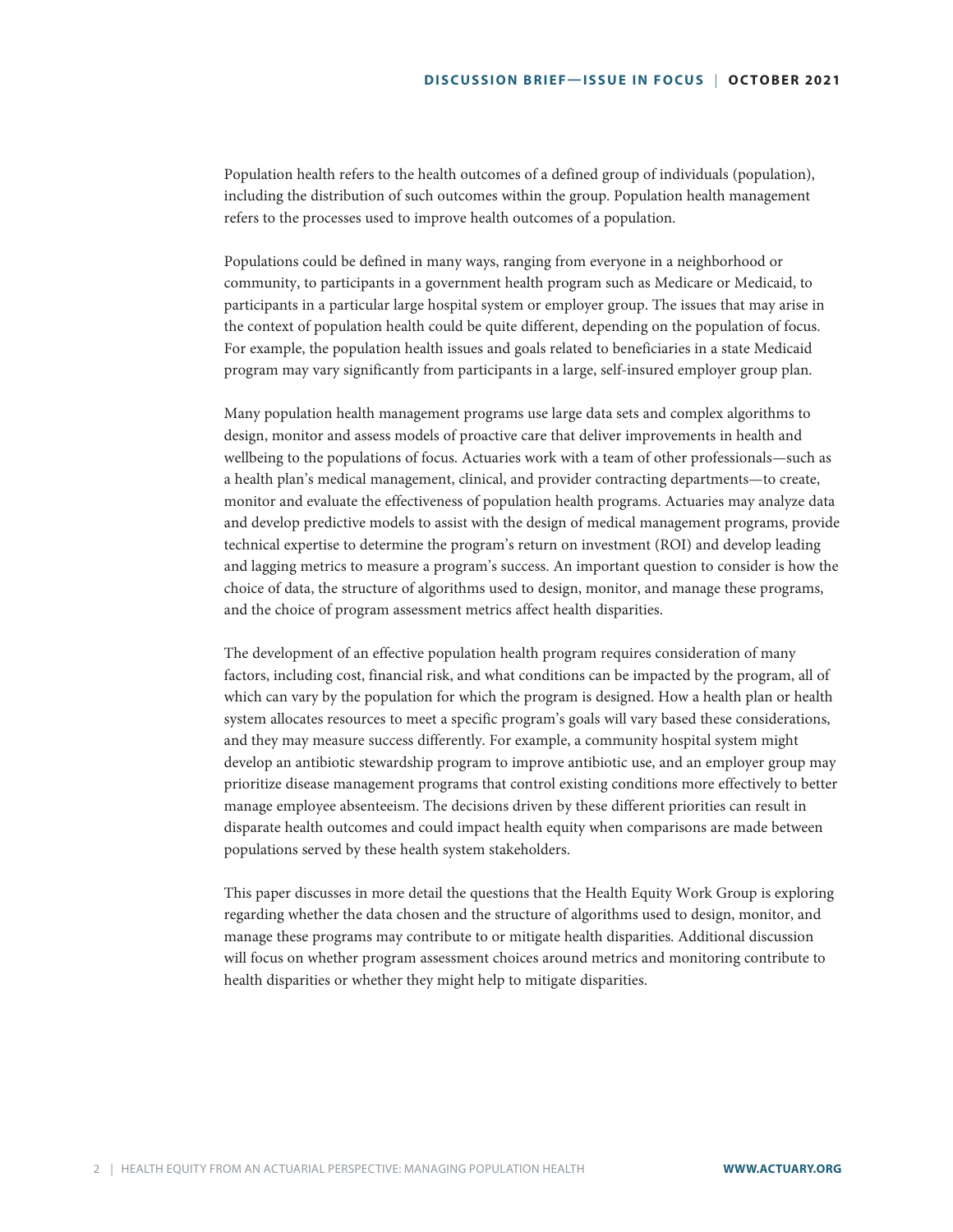Population health refers to the health outcomes of a defined group of individuals (population), including the distribution of such outcomes within the group. Population health management refers to the processes used to improve health outcomes of a population.

Populations could be defined in many ways, ranging from everyone in a neighborhood or community, to participants in a government health program such as Medicare or Medicaid, to participants in a particular large hospital system or employer group. The issues that may arise in the context of population health could be quite different, depending on the population of focus. For example, the population health issues and goals related to beneficiaries in a state Medicaid program may vary significantly from participants in a large, self-insured employer group plan.

Many population health management programs use large data sets and complex algorithms to design, monitor and assess models of proactive care that deliver improvements in health and wellbeing to the populations of focus. Actuaries work with a team of other professionals—such as a health plan's medical management, clinical, and provider contracting departments—to create, monitor and evaluate the effectiveness of population health programs. Actuaries may analyze data and develop predictive models to assist with the design of medical management programs, provide technical expertise to determine the program's return on investment (ROI) and develop leading and lagging metrics to measure a program's success. An important question to consider is how the choice of data, the structure of algorithms used to design, monitor, and manage these programs, and the choice of program assessment metrics affect health disparities.

The development of an effective population health program requires consideration of many factors, including cost, financial risk, and what conditions can be impacted by the program, all of which can vary by the population for which the program is designed. How a health plan or health system allocates resources to meet a specific program's goals will vary based these considerations, and they may measure success differently. For example, a community hospital system might develop an antibiotic stewardship program to improve antibiotic use, and an employer group may prioritize disease management programs that control existing conditions more effectively to better manage employee absenteeism. The decisions driven by these different priorities can result in disparate health outcomes and could impact health equity when comparisons are made between populations served by these health system stakeholders.

This paper discusses in more detail the questions that the Health Equity Work Group is exploring regarding whether the data chosen and the structure of algorithms used to design, monitor, and manage these programs may contribute to or mitigate health disparities. Additional discussion will focus on whether program assessment choices around metrics and monitoring contribute to health disparities or whether they might help to mitigate disparities.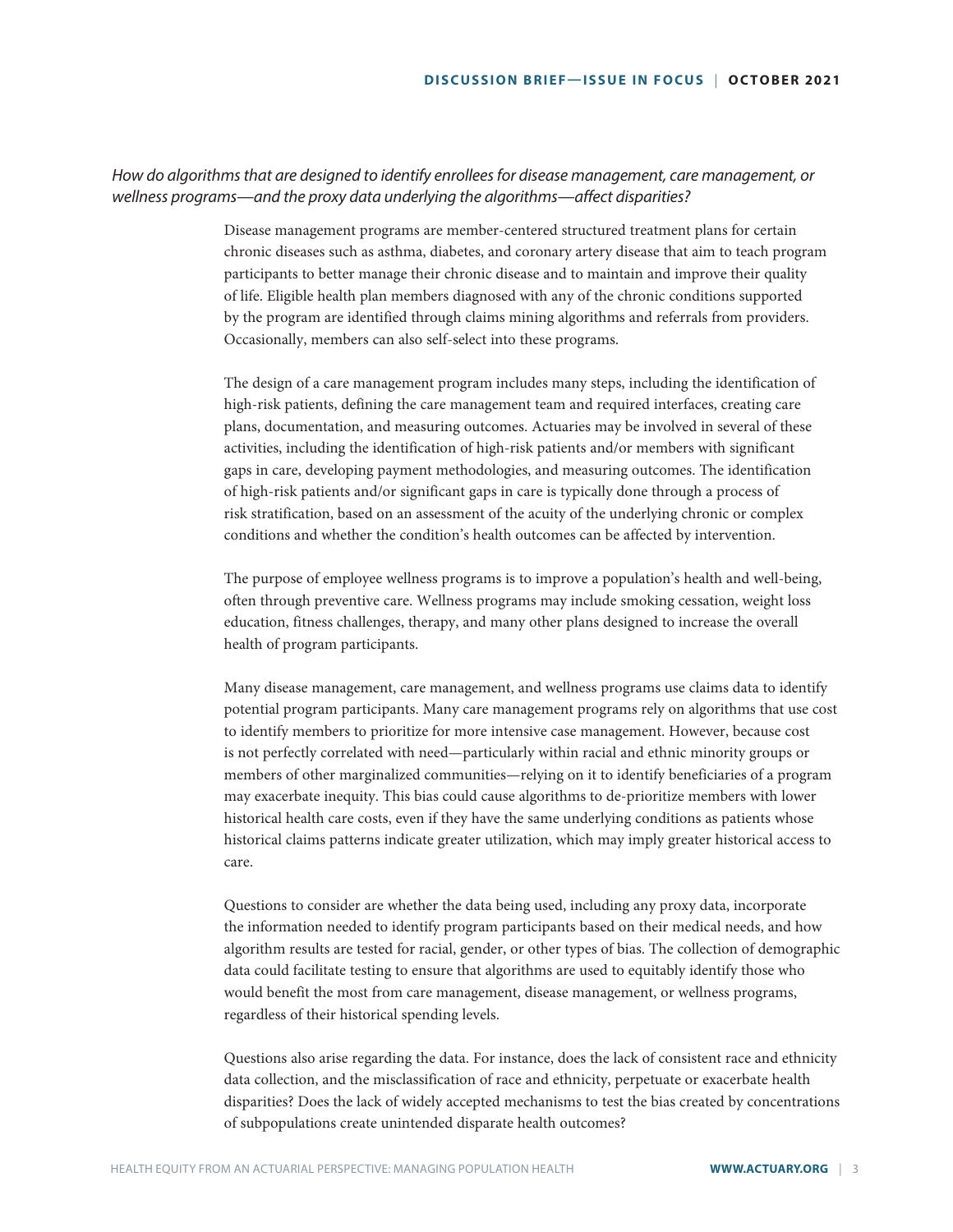*How do algorithms that are designed to identify enrollees for disease management, care management, or wellness programs—and the proxy data underlying the algorithms—affect disparities?*

Disease management programs are member-centered structured treatment plans for certain chronic diseases such as asthma, diabetes, and coronary artery disease that aim to teach program participants to better manage their chronic disease and to maintain and improve their quality of life. Eligible health plan members diagnosed with any of the chronic conditions supported by the program are identified through claims mining algorithms and referrals from providers. Occasionally, members can also self-select into these programs.

The design of a care management program includes many steps, including the identification of high-risk patients, defining the care management team and required interfaces, creating care plans, documentation, and measuring outcomes. Actuaries may be involved in several of these activities, including the identification of high-risk patients and/or members with significant gaps in care, developing payment methodologies, and measuring outcomes. The identification of high-risk patients and/or significant gaps in care is typically done through a process of risk stratification, based on an assessment of the acuity of the underlying chronic or complex conditions and whether the condition's health outcomes can be affected by intervention.

The purpose of employee wellness programs is to improve a population's health and well-being, often through preventive care. Wellness programs may include smoking cessation, weight loss education, fitness challenges, therapy, and many other plans designed to increase the overall health of program participants.

Many disease management, care management, and wellness programs use claims data to identify potential program participants. Many care management programs rely on algorithms that use cost to identify members to prioritize for more intensive case management. However, because cost is not perfectly correlated with need—particularly within racial and ethnic minority groups or members of other marginalized communities—relying on it to identify beneficiaries of a program may exacerbate inequity. This bias could cause algorithms to de-prioritize members with lower historical health care costs, even if they have the same underlying conditions as patients whose historical claims patterns indicate greater utilization, which may imply greater historical access to care.

Questions to consider are whether the data being used, including any proxy data, incorporate the information needed to identify program participants based on their medical needs, and how algorithm results are tested for racial, gender, or other types of bias. The collection of demographic data could facilitate testing to ensure that algorithms are used to equitably identify those who would benefit the most from care management, disease management, or wellness programs, regardless of their historical spending levels.

Questions also arise regarding the data. For instance, does the lack of consistent race and ethnicity data collection, and the misclassification of race and ethnicity, perpetuate or exacerbate health disparities? Does the lack of widely accepted mechanisms to test the bias created by concentrations of subpopulations create unintended disparate health outcomes?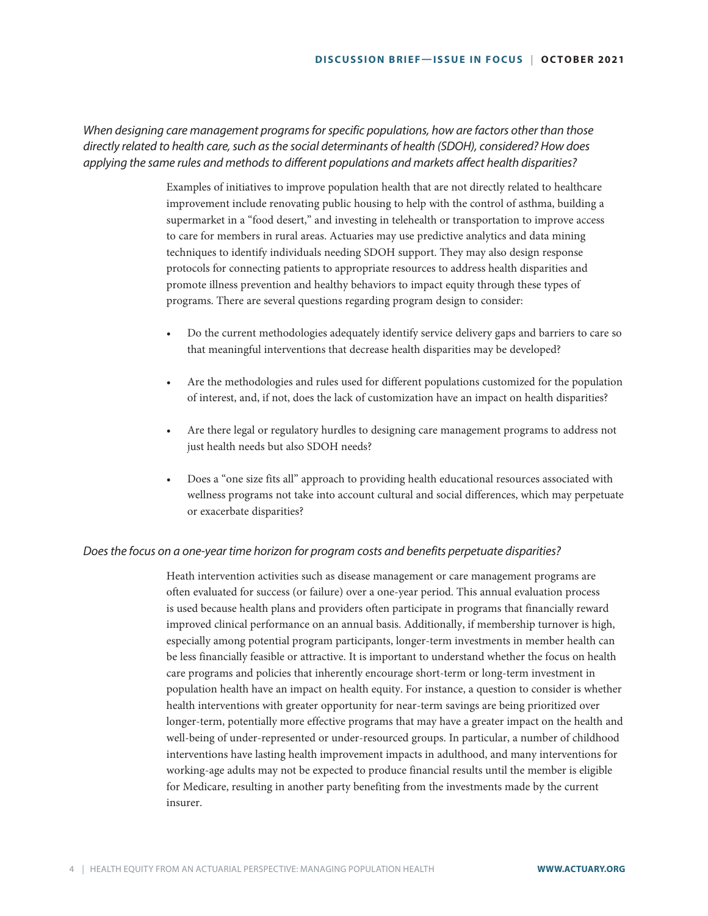*When designing care management programs for specific populations, how are factors other than those directly related to health care, such as the social determinants of health (SDOH), considered? How does applying the same rules and methods to different populations and markets affect health disparities?*

Examples of initiatives to improve population health that are not directly related to healthcare improvement include renovating public housing to help with the control of asthma, building a supermarket in a "food desert," and investing in telehealth or transportation to improve access to care for members in rural areas. Actuaries may use predictive analytics and data mining techniques to identify individuals needing SDOH support. They may also design response protocols for connecting patients to appropriate resources to address health disparities and promote illness prevention and healthy behaviors to impact equity through these types of programs. There are several questions regarding program design to consider:

- Do the current methodologies adequately identify service delivery gaps and barriers to care so that meaningful interventions that decrease health disparities may be developed?
- Are the methodologies and rules used for different populations customized for the population of interest, and, if not, does the lack of customization have an impact on health disparities?
- Are there legal or regulatory hurdles to designing care management programs to address not just health needs but also SDOH needs?
- Does a "one size fits all" approach to providing health educational resources associated with wellness programs not take into account cultural and social differences, which may perpetuate or exacerbate disparities?

*Does the focus on a one-year time horizon for program costs and benefits perpetuate disparities?*

Heath intervention activities such as disease management or care management programs are often evaluated for success (or failure) over a one-year period. This annual evaluation process is used because health plans and providers often participate in programs that financially reward improved clinical performance on an annual basis. Additionally, if membership turnover is high, especially among potential program participants, longer-term investments in member health can be less financially feasible or attractive. It is important to understand whether the focus on health care programs and policies that inherently encourage short-term or long-term investment in population health have an impact on health equity. For instance, a question to consider is whether health interventions with greater opportunity for near-term savings are being prioritized over longer-term, potentially more effective programs that may have a greater impact on the health and well-being of under-represented or under-resourced groups. In particular, a number of childhood interventions have lasting health improvement impacts in adulthood, and many interventions for working-age adults may not be expected to produce financial results until the member is eligible for Medicare, resulting in another party benefiting from the investments made by the current insurer.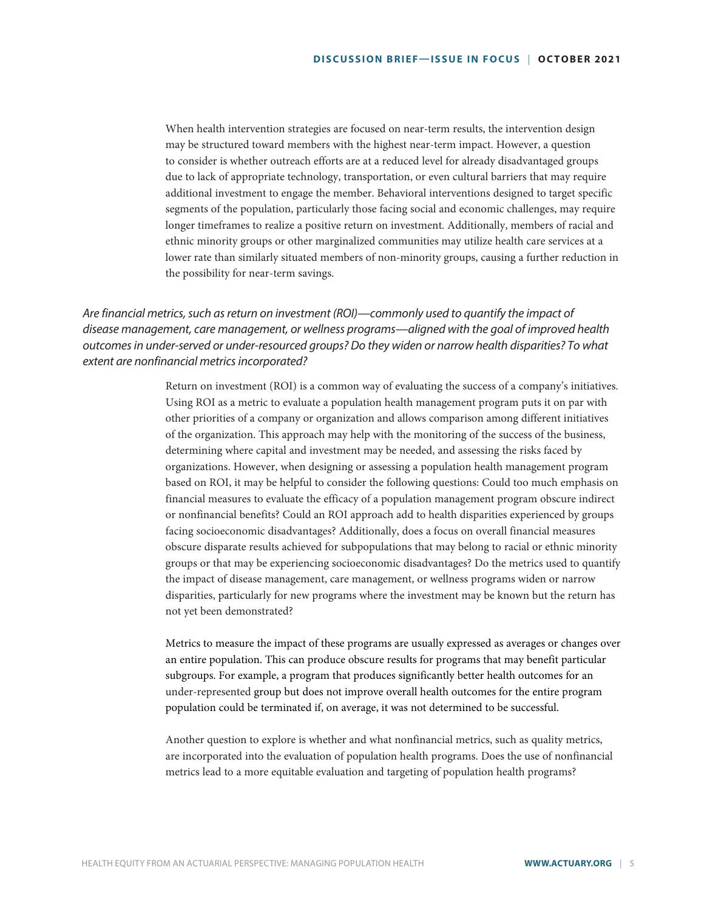When health intervention strategies are focused on near-term results, the intervention design may be structured toward members with the highest near-term impact. However, a question to consider is whether outreach efforts are at a reduced level for already disadvantaged groups due to lack of appropriate technology, transportation, or even cultural barriers that may require additional investment to engage the member. Behavioral interventions designed to target specific segments of the population, particularly those facing social and economic challenges, may require longer timeframes to realize a positive return on investment. Additionally, members of racial and ethnic minority groups or other marginalized communities may utilize health care services at a lower rate than similarly situated members of non-minority groups, causing a further reduction in the possibility for near-term savings.

*Are financial metrics, such as return on investment (ROI)—commonly used to quantify the impact of disease management, care management, or wellness programs—aligned with the goal of improved health outcomes in under-served or under-resourced groups? Do they widen or narrow health disparities? To what extent are nonfinancial metrics incorporated?*

Return on investment (ROI) is a common way of evaluating the success of a company's initiatives. Using ROI as a metric to evaluate a population health management program puts it on par with other priorities of a company or organization and allows comparison among different initiatives of the organization. This approach may help with the monitoring of the success of the business, determining where capital and investment may be needed, and assessing the risks faced by organizations. However, when designing or assessing a population health management program based on ROI, it may be helpful to consider the following questions: Could too much emphasis on financial measures to evaluate the efficacy of a population management program obscure indirect or nonfinancial benefits? Could an ROI approach add to health disparities experienced by groups facing socioeconomic disadvantages? Additionally, does a focus on overall financial measures obscure disparate results achieved for subpopulations that may belong to racial or ethnic minority groups or that may be experiencing socioeconomic disadvantages? Do the metrics used to quantify the impact of disease management, care management, or wellness programs widen or narrow disparities, particularly for new programs where the investment may be known but the return has not yet been demonstrated?

Metrics to measure the impact of these programs are usually expressed as averages or changes over an entire population. This can produce obscure results for programs that may benefit particular subgroups. For example, a program that produces significantly better health outcomes for an under-represented group but does not improve overall health outcomes for the entire program population could be terminated if, on average, it was not determined to be successful.

Another question to explore is whether and what nonfinancial metrics, such as quality metrics, are incorporated into the evaluation of population health programs. Does the use of nonfinancial metrics lead to a more equitable evaluation and targeting of population health programs?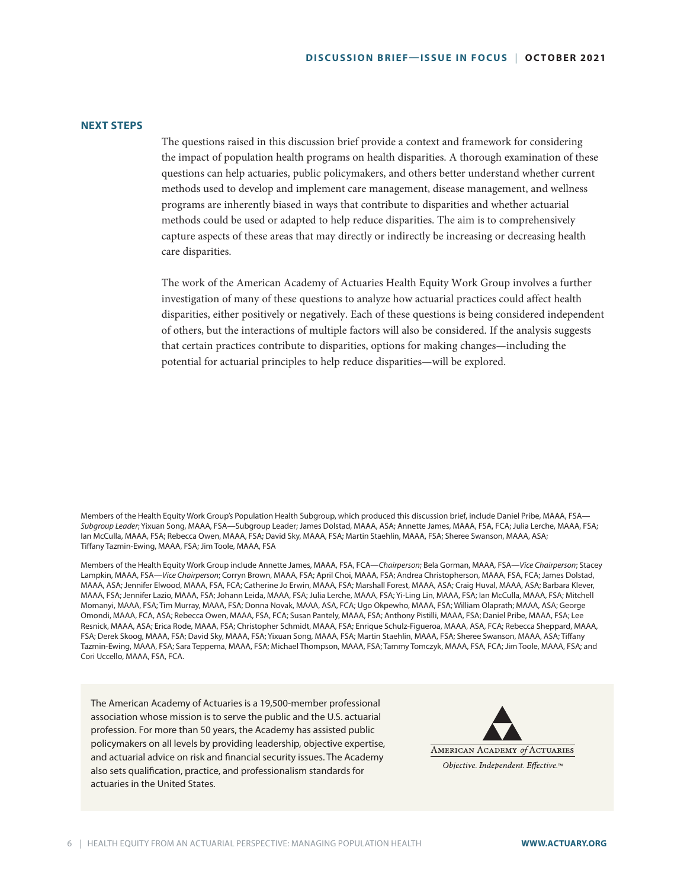## NEXT STEPS

The questions raised in this discussion brief provide a context and framework for considering the impact of population health programs on health disparities. A thorough examination of these questions can help actuaries, public policymakers, and others better understand whether current methods used to develop and implement care management, disease management, and wellness programs are inherently biased in ways that contribute to disparities and whether actuarial methods could be used or adapted to help reduce disparities. The aim is to comprehensively capture aspects of these areas that may directly or indirectly be increasing or decreasing health care disparities.

The work of the American Academy of Actuaries Health Equity Work Group involves a further investigation of many of these questions to analyze how actuarial practices could affect health disparities, either positively or negatively. Each of these questions is being considered independent of others, but the interactions of multiple factors will also be considered. If the analysis suggests that certain practices contribute to disparities, options for making changes—including the potential for actuarial principles to help reduce disparities—will be explored.

Members of the Health Equity Work Group's Population Health Subgroup, which produced this discussion brief, include Daniel Pribe, MAAA, FSA—*Subgroup Leader*; Yixuan Song, MAAA, FSA—Subgroup Leader; James Dolstad, MAAA, ASA; Annette James, MAAA, FSA, FCA; Julia Lerche, MAAA, FSA; Ian McCulla, MAAA, FSA; Rebecca Owen, MAAA, FSA; David Sky, MAAA, FSA; Martin Staehlin, MAAA, FSA; Sheree Swanson, MAAA, ASA; Tiffany Tazmin-Ewing, MAAA, FSA; Jim Toole, MAAA, FSA

Members of the Health Equity Work Group include Annette James, MAAA, FSA, FCA—*Chairperson*; Bela Gorman, MAAA, FSA—*Vice Chairperson*; Stacey Lampkin, MAAA, FSA—*Vice Chairperson*; Corryn Brown, MAAA, FSA; April Choi, MAAA, FSA; Andrea Christopherson, MAAA, FSA, FCA; James Dolstad, MAAA, ASA; Jennifer Elwood, MAAA, FSA, FCA; Catherine Jo Erwin, MAAA, FSA; Marshall Forest, MAAA, ASA; Craig Huval, MAAA, ASA; Barbara Klever, MAAA, FSA; Jennifer Lazio, MAAA, FSA; Johann Leida, MAAA, FSA; Julia Lerche, MAAA, FSA; Yi-Ling Lin, MAAA, FSA; Ian McCulla, MAAA, FSA; Mitchell Momanyi, MAAA, FSA; Tim Murray, MAAA, FSA; Donna Novak, MAAA, ASA, FCA; Ugo Okpewho, MAAA, FSA; William Olaprath; MAAA, ASA; George Omondi, MAAA, FCA, ASA; Rebecca Owen, MAAA, FSA, FCA; Susan Pantely, MAAA, FSA; Anthony Pistilli, MAAA, FSA; Daniel Pribe, MAAA, FSA; Lee Resnick, MAAA, ASA; Erica Rode, MAAA, FSA; Christopher Schmidt, MAAA, FSA; Enrique Schulz-Figueroa, MAAA, ASA, FCA; Rebecca Sheppard, MAAA, FSA; Derek Skoog, MAAA, FSA; David Sky, MAAA, FSA; Yixuan Song, MAAA, FSA; Martin Staehlin, MAAA, FSA; Sheree Swanson, MAAA, ASA; Tiffany Tazmin-Ewing, MAAA, FSA; Sara Teppema, MAAA, FSA; Michael Thompson, MAAA, FSA; Tammy Tomczyk, MAAA, FSA, FCA; Jim Toole, MAAA, FSA; and Cori Uccello, MAAA, FSA, FCA.

The American Academy of Actuaries is a 19,500-member professional association whose mission is to serve the public and the U.S. actuarial profession. For more than 50 years, the Academy has assisted public policymakers on all levels by providing leadership, objective expertise, and actuarial advice on risk and financial security issues. The Academy also sets qualification, practice, and professionalism standards for actuaries in the United States.

American Academy *of* Actuaries

*Objective. Independent. Effective.™*